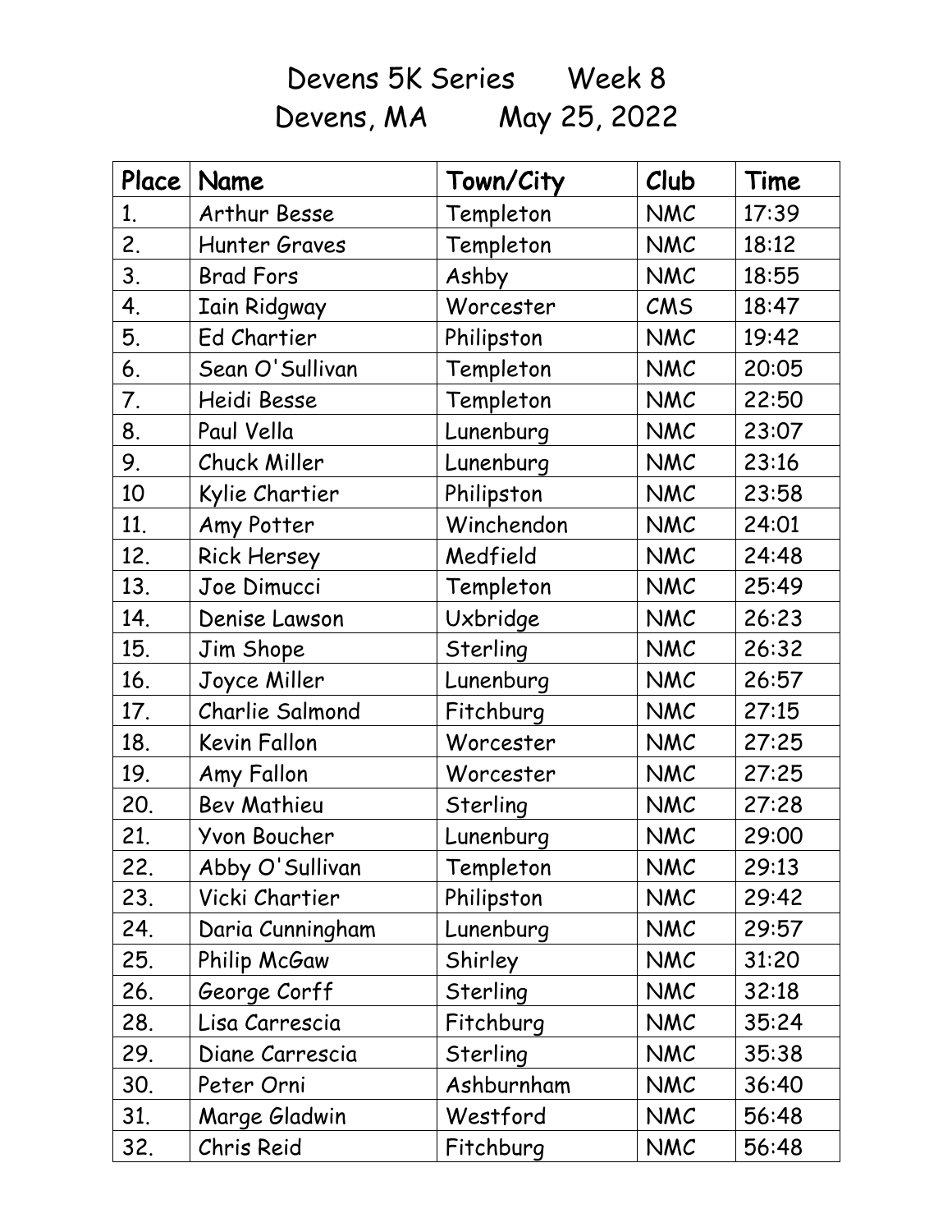# Devens 5K Series Week 8
# Devens, MA May 25, 2022

| Place | Name | Town/City | Club | Time |
|---|---|---|---|---|
| 1. | Arthur Besse | Templeton | NMC | 17:39 |
| 2. | Hunter Graves | Templeton | NMC | 18:12 |
| 3. | Brad Fors | Ashby | NMC | 18:55 |
| 4. | Iain Ridgway | Worcester | CMS | 18:47 |
| 5. | Ed Chartier | Philipston | NMC | 19:42 |
| 6. | Sean O'Sullivan | Templeton | NMC | 20:05 |
| 7. | Heidi Besse | Templeton | NMC | 22:50 |
| 8. | Paul Vella | Lunenburg | NMC | 23:07 |
| 9. | Chuck Miller | Lunenburg | NMC | 23:16 |
| 10 | Kylie Chartier | Philipston | NMC | 23:58 |
| 11. | Amy Potter | Winchendon | NMC | 24:01 |
| 12. | Rick Hersey | Medfield | NMC | 24:48 |
| 13. | Joe Dimucci | Templeton | NMC | 25:49 |
| 14. | Denise Lawson | Uxbridge | NMC | 26:23 |
| 15. | Jim Shope | Sterling | NMC | 26:32 |
| 16. | Joyce Miller | Lunenburg | NMC | 26:57 |
| 17. | Charlie Salmond | Fitchburg | NMC | 27:15 |
| 18. | Kevin Fallon | Worcester | NMC | 27:25 |
| 19. | Amy Fallon | Worcester | NMC | 27:25 |
| 20. | Bev Mathieu | Sterling | NMC | 27:28 |
| 21. | Yvon Boucher | Lunenburg | NMC | 29:00 |
| 22. | Abby O'Sullivan | Templeton | NMC | 29:13 |
| 23. | Vicki Chartier | Philipston | NMC | 29:42 |
| 24. | Daria Cunningham | Lunenburg | NMC | 29:57 |
| 25. | Philip McGaw | Shirley | NMC | 31:20 |
| 26. | George Corff | Sterling | NMC | 32:18 |
| 28. | Lisa Carrescia | Fitchburg | NMC | 35:24 |
| 29. | Diane Carrescia | Sterling | NMC | 35:38 |
| 30. | Peter Orni | Ashburnham | NMC | 36:40 |
| 31. | Marge Gladwin | Westford | NMC | 56:48 |
| 32. | Chris Reid | Fitchburg | NMC | 56:48 |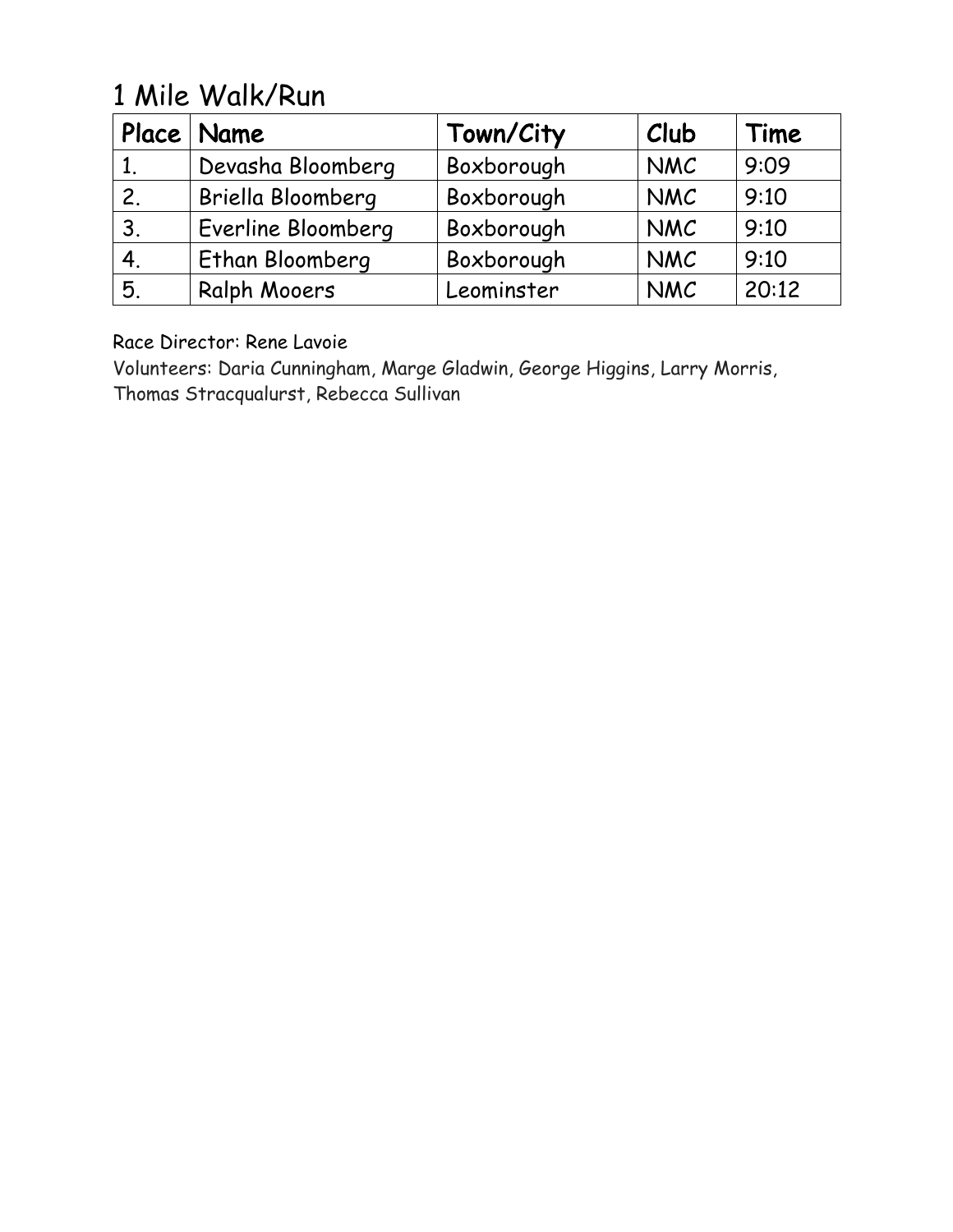## 1 Mile Walk/Run

| Place | Name | Town/City | Club | Time |
|---|---|---|---|---|
| 1. | Devasha Bloomberg | Boxborough | NMC | 9:09 |
| 2. | Briella Bloomberg | Boxborough | NMC | 9:10 |
| 3. | Everline Bloomberg | Boxborough | NMC | 9:10 |
| 4. | Ethan Bloomberg | Boxborough | NMC | 9:10 |
| 5. | Ralph Mooers | Leominster | NMC | 20:12 |

Race Director: Rene Lavoie

Volunteers: Daria Cunningham, Marge Gladwin, George Higgins, Larry Morris, Thomas Stracqualurst, Rebecca Sullivan